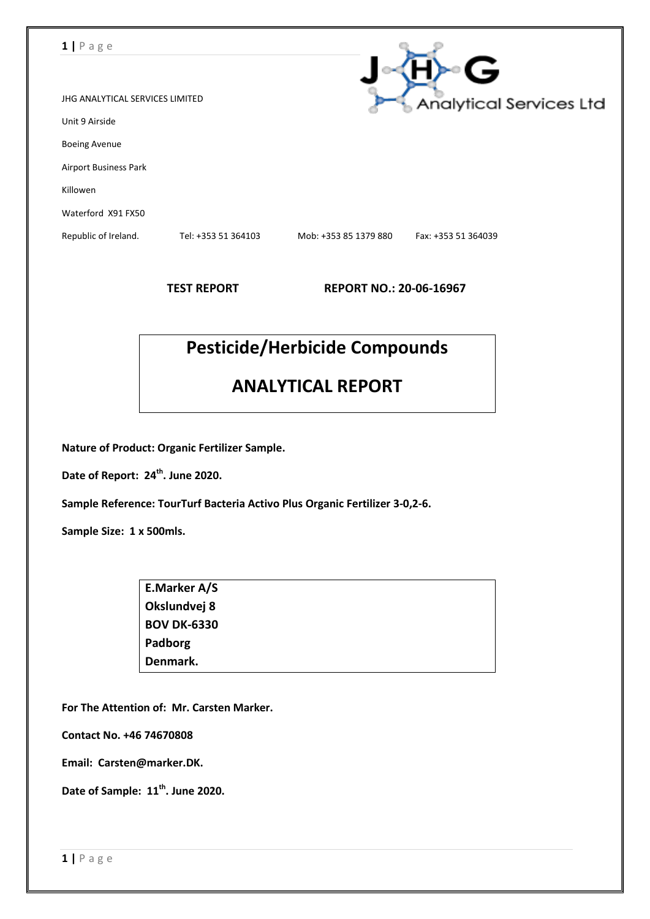JHG ANALYTICAL SERVICES LIMITED

Unit 9 Airside

Boeing Avenue

Airport Business Park

Killowen

Waterford X91 FX50

Republic of Ireland. Tel: +353 51 364103 Mob: +353 85 1379 880 Fax: +353 51 364039

**TEST REPORT** **REPORT NO.: 20-06-16967**

# Pesticide/Herbicide Compounds

# ANALYTICAL REPORT

**Nature of Product: Organic Fertilizer Sample.**

**Date of Report: 24th. June 2020.**

**Sample Reference: TourTurf Bacteria Activo Plus Organic Fertilizer 3-0,2-6.**

**Sample Size: 1 x 500mls.**

**E.Marker A/S**
**Okslundvej 8**
**BOV DK-6330**
**Padborg**
**Denmark.**

**For The Attention of: Mr. Carsten Marker.**

**Contact No. +46 74670808**

**Email: Carsten@marker.DK.**

**Date of Sample: 11th. June 2020.**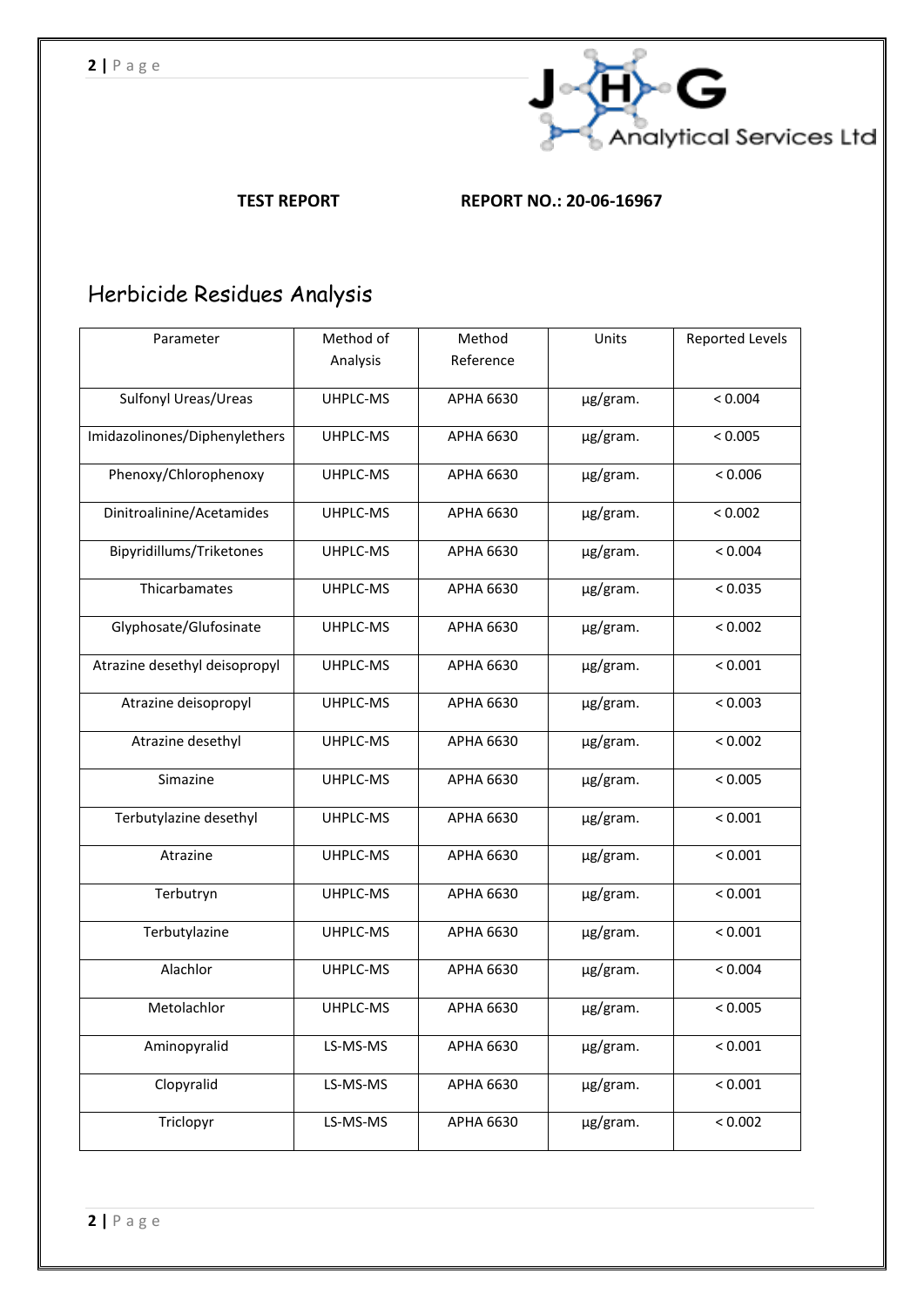**TEST REPORT** **REPORT NO.: 20-06-16967**

# Herbicide Residues Analysis

| Parameter | Method of Analysis | Method Reference | Units | Reported Levels |
|---|---|---|---|---|
| Sulfonyl Ureas/Ureas | UHPLC-MS | APHA 6630 | µg/gram. | < 0.004 |
| Imidazolinones/Diphenylethers | UHPLC-MS | APHA 6630 | µg/gram. | < 0.005 |
| Phenoxy/Chlorophenoxy | UHPLC-MS | APHA 6630 | µg/gram. | < 0.006 |
| Dinitroalinine/Acetamides | UHPLC-MS | APHA 6630 | µg/gram. | < 0.002 |
| Bipyridillums/Triketones | UHPLC-MS | APHA 6630 | µg/gram. | < 0.004 |
| Thicarbamates | UHPLC-MS | APHA 6630 | µg/gram. | < 0.035 |
| Glyphosate/Glufosinate | UHPLC-MS | APHA 6630 | µg/gram. | < 0.002 |
| Atrazine desethyl deisopropyl | UHPLC-MS | APHA 6630 | µg/gram. | < 0.001 |
| Atrazine deisopropyl | UHPLC-MS | APHA 6630 | µg/gram. | < 0.003 |
| Atrazine desethyl | UHPLC-MS | APHA 6630 | µg/gram. | < 0.002 |
| Simazine | UHPLC-MS | APHA 6630 | µg/gram. | < 0.005 |
| Terbutylazine desethyl | UHPLC-MS | APHA 6630 | µg/gram. | < 0.001 |
| Atrazine | UHPLC-MS | APHA 6630 | µg/gram. | < 0.001 |
| Terbutryn | UHPLC-MS | APHA 6630 | µg/gram. | < 0.001 |
| Terbutylazine | UHPLC-MS | APHA 6630 | µg/gram. | < 0.001 |
| Alachlor | UHPLC-MS | APHA 6630 | µg/gram. | < 0.004 |
| Metolachlor | UHPLC-MS | APHA 6630 | µg/gram. | < 0.005 |
| Aminopyralid | LS-MS-MS | APHA 6630 | µg/gram. | < 0.001 |
| Clopyralid | LS-MS-MS | APHA 6630 | µg/gram. | < 0.001 |
| Triclopyr | LS-MS-MS | APHA 6630 | µg/gram. | < 0.002 |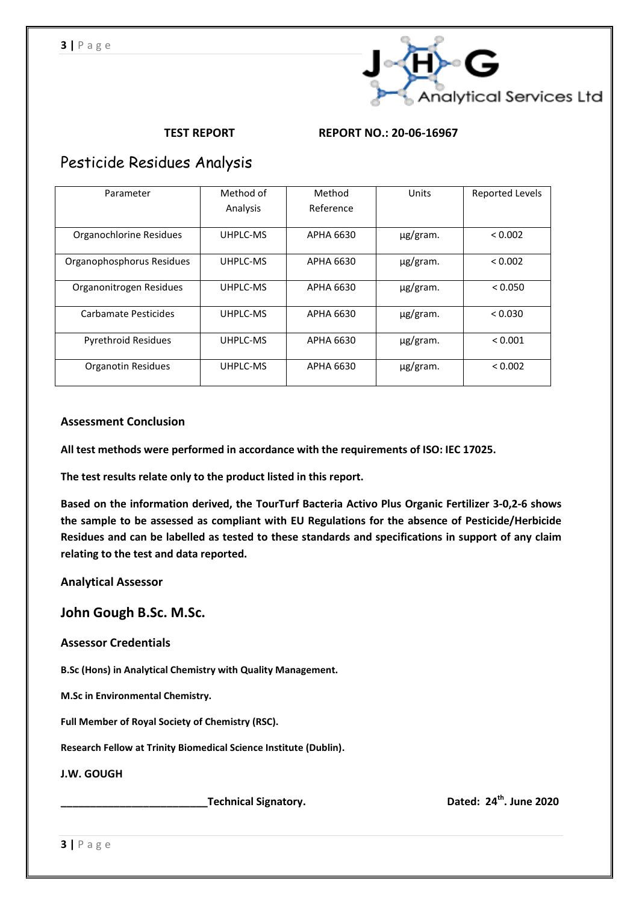**TEST REPORT** **REPORT NO.: 20-06-16967**

# Pesticide Residues Analysis

| Parameter | Method of Analysis | Method Reference | Units | Reported Levels |
|---|---|---|---|---|
| Organochlorine Residues | UHPLC-MS | APHA 6630 | µg/gram. | < 0.002 |
| Organophosphorus Residues | UHPLC-MS | APHA 6630 | µg/gram. | < 0.002 |
| Organonitrogen Residues | UHPLC-MS | APHA 6630 | µg/gram. | < 0.050 |
| Carbamate Pesticides | UHPLC-MS | APHA 6630 | µg/gram. | < 0.030 |
| Pyrethroid Residues | UHPLC-MS | APHA 6630 | µg/gram. | < 0.001 |
| Organotin Residues | UHPLC-MS | APHA 6630 | µg/gram. | < 0.002 |

## Assessment Conclusion

**All test methods were performed in accordance with the requirements of ISO: IEC 17025.**

**The test results relate only to the product listed in this report.**

**Based on the information derived, the TourTurf Bacteria Activo Plus Organic Fertilizer 3-0,2-6 shows the sample to be assessed as compliant with EU Regulations for the absence of Pesticide/Herbicide Residues and can be labelled as tested to these standards and specifications in support of any claim relating to the test and data reported.**

## Analytical Assessor

## John Gough B.Sc. M.Sc.

## Assessor Credentials

**B.Sc (Hons) in Analytical Chemistry with Quality Management.**

**M.Sc in Environmental Chemistry.**

**Full Member of Royal Society of Chemistry (RSC).**

**Research Fellow at Trinity Biomedical Science Institute (Dublin).**

**J.W. GOUGH**

**_________________________Technical Signatory.** **Dated: 24th. June 2020**